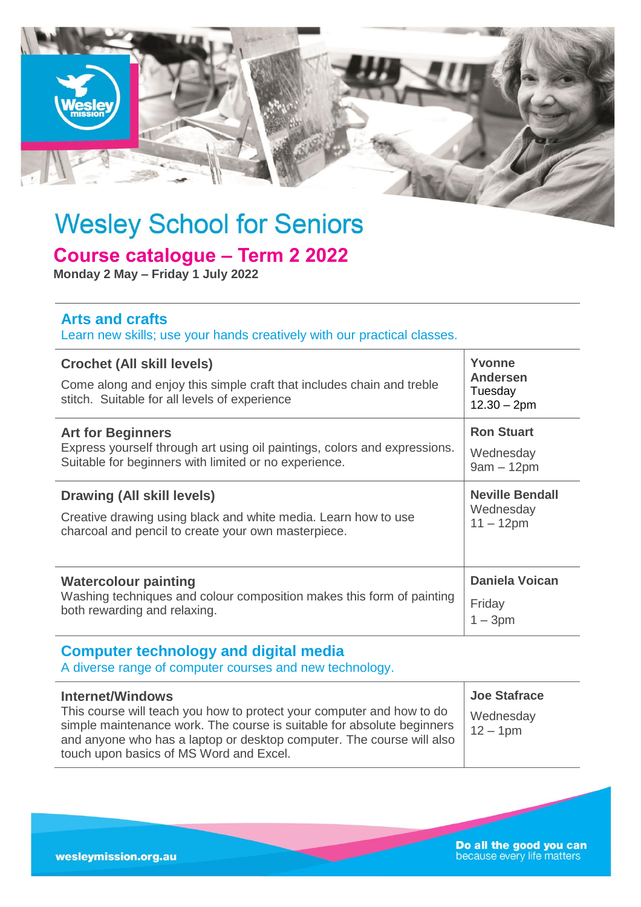# Wesley School for Seniors

## Course catalogue – Term 2 2022

**Monday 2 May – Friday 1 July 2022**

### Arts and crafts

Learn new skills; use your hands creatively with our practical classes.

| Course | Tutor / Time |
|---|---|
| **Crochet (All skill levels)**<br>Come along and enjoy this simple craft that includes chain and treble stitch. Suitable for all levels of experience | **Yvonne Andersen**<br>Tuesday<br>12.30 – 2pm |
| **Art for Beginners**<br>Express yourself through art using oil paintings, colors and expressions. Suitable for beginners with limited or no experience. | **Ron Stuart**<br>Wednesday<br>9am – 12pm |
| **Drawing (All skill levels)**<br>Creative drawing using black and white media. Learn how to use charcoal and pencil to create your own masterpiece. | **Neville Bendall**<br>Wednesday<br>11 – 12pm |
| **Watercolour painting**<br>Washing techniques and colour composition makes this form of painting both rewarding and relaxing. | **Daniela Voican**<br>Friday<br>1 – 3pm |

### Computer technology and digital media

A diverse range of computer courses and new technology.

| Course | Tutor / Time |
|---|---|
| **Internet/Windows**<br>This course will teach you how to protect your computer and how to do simple maintenance work. The course is suitable for absolute beginners and anyone who has a laptop or desktop computer. The course will also touch upon basics of MS Word and Excel. | **Joe Stafrace**<br>Wednesday<br>12 – 1pm |

wesleymission.org.au

**Do all the good you can**
because every life matters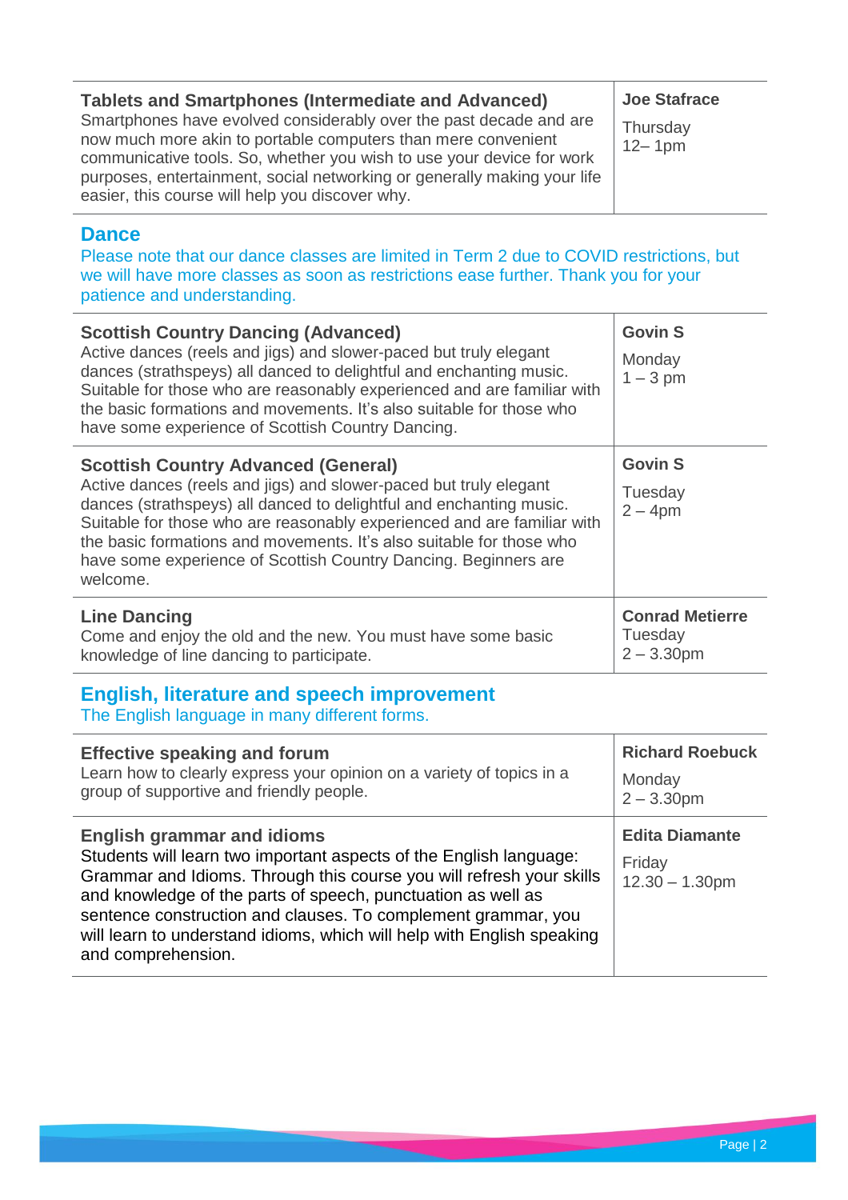| **Tablets and Smartphones (Intermediate and Advanced)**<br>Smartphones have evolved considerably over the past decade and are now much more akin to portable computers than mere convenient communicative tools. So, whether you wish to use your device for work purposes, entertainment, social networking or generally making your life easier, this course will help you discover why. | **Joe Stafrace**<br>Thursday<br>12– 1pm |
|---|---|

## Dance

Please note that our dance classes are limited in Term 2 due to COVID restrictions, but we will have more classes as soon as restrictions ease further. Thank you for your patience and understanding.

| **Scottish Country Dancing (Advanced)**<br>Active dances (reels and jigs) and slower-paced but truly elegant dances (strathspeys) all danced to delightful and enchanting music. Suitable for those who are reasonably experienced and are familiar with the basic formations and movements. It's also suitable for those who have some experience of Scottish Country Dancing. | **Govin S**<br>Monday<br>1 – 3 pm |
|---|---|
| **Scottish Country Advanced (General)**<br>Active dances (reels and jigs) and slower-paced but truly elegant dances (strathspeys) all danced to delightful and enchanting music. Suitable for those who are reasonably experienced and are familiar with the basic formations and movements. It's also suitable for those who have some experience of Scottish Country Dancing. Beginners are welcome. | **Govin S**<br>Tuesday<br>2 – 4pm |
| **Line Dancing**<br>Come and enjoy the old and the new. You must have some basic knowledge of line dancing to participate. | **Conrad Metierre**<br>Tuesday<br>2 – 3.30pm |

## English, literature and speech improvement

The English language in many different forms.

| **Effective speaking and forum**<br>Learn how to clearly express your opinion on a variety of topics in a group of supportive and friendly people. | **Richard Roebuck**<br>Monday<br>2 – 3.30pm |
|---|---|
| **English grammar and idioms**<br>Students will learn two important aspects of the English language: Grammar and Idioms. Through this course you will refresh your skills and knowledge of the parts of speech, punctuation as well as sentence construction and clauses. To complement grammar, you will learn to understand idioms, which will help with English speaking and comprehension. | **Edita Diamante**<br>Friday<br>12.30 – 1.30pm |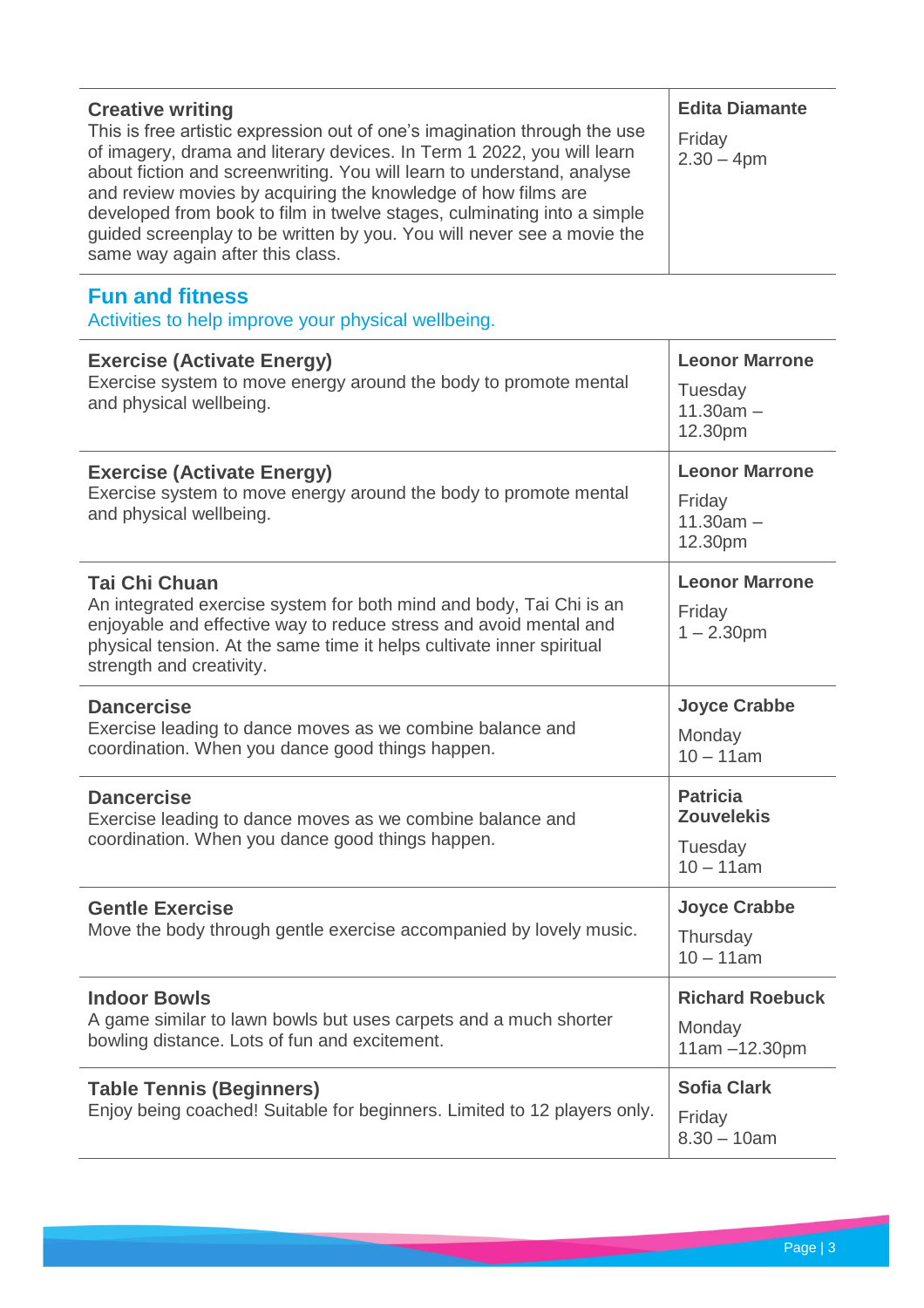| **Creative writing**<br>This is free artistic expression out of one's imagination through the use of imagery, drama and literary devices. In Term 1 2022, you will learn about fiction and screenwriting. You will learn to understand, analyse and review movies by acquiring the knowledge of how films are developed from book to film in twelve stages, culminating into a simple guided screenplay to be written by you. You will never see a movie the same way again after this class. | **Edita Diamante**<br>Friday<br>2.30 – 4pm |
|---|---|

## Fun and fitness

Activities to help improve your physical wellbeing.

| **Exercise (Activate Energy)**<br>Exercise system to move energy around the body to promote mental and physical wellbeing. | **Leonor Marrone**<br>Tuesday<br>11.30am – 12.30pm |
|---|---|
| **Exercise (Activate Energy)**<br>Exercise system to move energy around the body to promote mental and physical wellbeing. | **Leonor Marrone**<br>Friday<br>11.30am – 12.30pm |
| **Tai Chi Chuan**<br>An integrated exercise system for both mind and body, Tai Chi is an enjoyable and effective way to reduce stress and avoid mental and physical tension. At the same time it helps cultivate inner spiritual strength and creativity. | **Leonor Marrone**<br>Friday<br>1 – 2.30pm |
| **Dancercise**<br>Exercise leading to dance moves as we combine balance and coordination. When you dance good things happen. | **Joyce Crabbe**<br>Monday<br>10 – 11am |
| **Dancercise**<br>Exercise leading to dance moves as we combine balance and coordination. When you dance good things happen. | **Patricia Zouvelekis**<br>Tuesday<br>10 – 11am |
| **Gentle Exercise**<br>Move the body through gentle exercise accompanied by lovely music. | **Joyce Crabbe**<br>Thursday<br>10 – 11am |
| **Indoor Bowls**<br>A game similar to lawn bowls but uses carpets and a much shorter bowling distance. Lots of fun and excitement. | **Richard Roebuck**<br>Monday<br>11am –12.30pm |
| **Table Tennis (Beginners)**<br>Enjoy being coached! Suitable for beginners. Limited to 12 players only. | **Sofia Clark**<br>Friday<br>8.30 – 10am |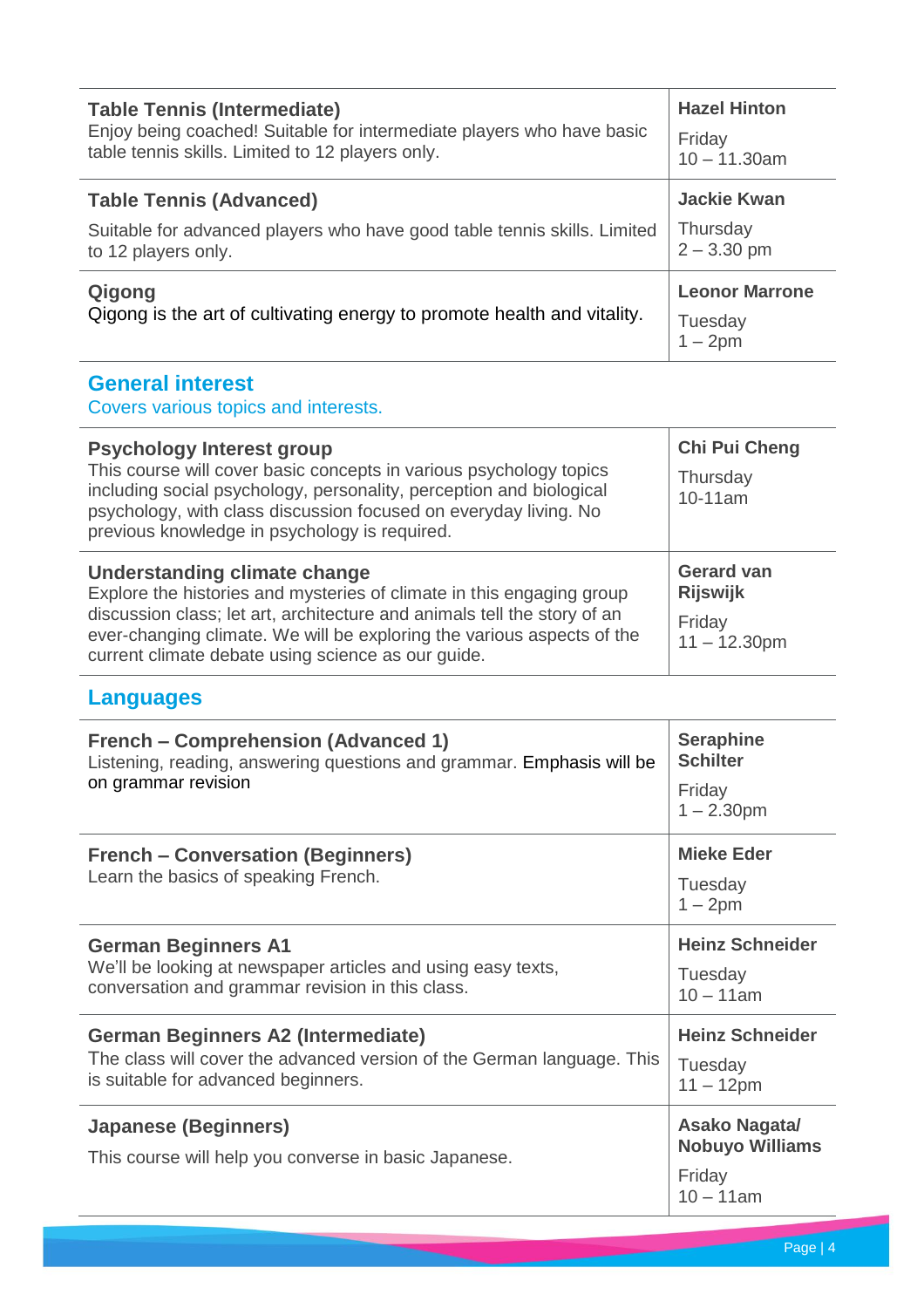| Course | Tutor / Time |
|---|---|
| **Table Tennis (Intermediate)**<br>Enjoy being coached! Suitable for intermediate players who have basic table tennis skills. Limited to 12 players only. | **Hazel Hinton**<br>Friday<br>10 – 11.30am |
| **Table Tennis (Advanced)**<br>Suitable for advanced players who have good table tennis skills. Limited to 12 players only. | **Jackie Kwan**<br>Thursday<br>2 – 3.30 pm |
| **Qigong**<br>Qigong is the art of cultivating energy to promote health and vitality. | **Leonor Marrone**<br>Tuesday<br>1 – 2pm |

## General interest

Covers various topics and interests.

| Course | Tutor / Time |
|---|---|
| **Psychology Interest group**<br>This course will cover basic concepts in various psychology topics including social psychology, personality, perception and biological psychology, with class discussion focused on everyday living. No previous knowledge in psychology is required. | **Chi Pui Cheng**<br>Thursday<br>10-11am |
| **Understanding climate change**<br>Explore the histories and mysteries of climate in this engaging group discussion class; let art, architecture and animals tell the story of an ever-changing climate. We will be exploring the various aspects of the current climate debate using science as our guide. | **Gerard van Rijswijk**<br>Friday<br>11 – 12.30pm |

## Languages

| Course | Tutor / Time |
|---|---|
| **French – Comprehension (Advanced 1)**<br>Listening, reading, answering questions and grammar. Emphasis will be on grammar revision | **Seraphine Schlter**<br>Friday<br>1 – 2.30pm |
| **French – Conversation (Beginners)**<br>Learn the basics of speaking French. | **Mieke Eder**<br>Tuesday<br>1 – 2pm |
| **German Beginners A1**<br>We'll be looking at newspaper articles and using easy texts, conversation and grammar revision in this class. | **Heinz Schneider**<br>Tuesday<br>10 – 11am |
| **German Beginners A2 (Intermediate)**<br>The class will cover the advanced version of the German language. This is suitable for advanced beginners. | **Heinz Schneider**<br>Tuesday<br>11 – 12pm |
| **Japanese (Beginners)**<br>This course will help you converse in basic Japanese. | **Asako Nagata/ Nobuyo Williams**<br>Friday<br>10 – 11am |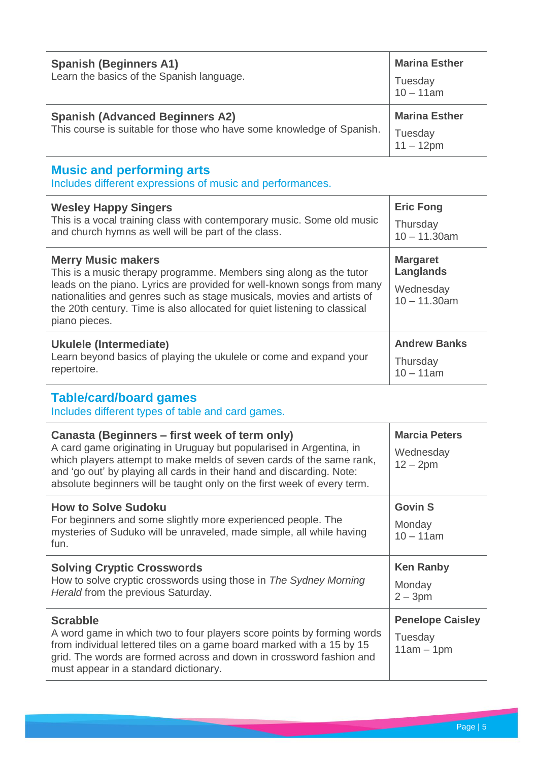| | |
|---|---|
| **Spanish (Beginners A1)**<br>Learn the basics of the Spanish language. | **Marina Esther**<br>Tuesday<br>10 – 11am |
| **Spanish (Advanced Beginners A2)**<br>This course is suitable for those who have some knowledge of Spanish. | **Marina Esther**<br>Tuesday<br>11 – 12pm |

## Music and performing arts

Includes different expressions of music and performances.

| | |
|---|---|
| **Wesley Happy Singers**<br>This is a vocal training class with contemporary music. Some old music and church hymns as well will be part of the class. | **Eric Fong**<br>Thursday<br>10 – 11.30am |
| **Merry Music makers**<br>This is a music therapy programme. Members sing along as the tutor leads on the piano. Lyrics are provided for well-known songs from many nationalities and genres such as stage musicals, movies and artists of the 20th century. Time is also allocated for quiet listening to classical piano pieces. | **Margaret Langlands**<br>Wednesday<br>10 – 11.30am |
| **Ukulele (Intermediate)**<br>Learn beyond basics of playing the ukulele or come and expand your repertoire. | **Andrew Banks**<br>Thursday<br>10 – 11am |

## Table/card/board games

Includes different types of table and card games.

| | |
|---|---|
| **Canasta (Beginners – first week of term only)**<br>A card game originating in Uruguay but popularised in Argentina, in which players attempt to make melds of seven cards of the same rank, and 'go out' by playing all cards in their hand and discarding. Note: absolute beginners will be taught only on the first week of every term. | **Marcia Peters**<br>Wednesday<br>12 – 2pm |
| **How to Solve Sudoku**<br>For beginners and some slightly more experienced people. The mysteries of Suduko will be unraveled, made simple, all while having fun. | **Govin S**<br>Monday<br>10 – 11am |
| **Solving Cryptic Crosswords**<br>How to solve cryptic crosswords using those in *The Sydney Morning Herald* from the previous Saturday. | **Ken Ranby**<br>Monday<br>2 – 3pm |
| **Scrabble**<br>A word game in which two to four players score points by forming words from individual lettered tiles on a game board marked with a 15 by 15 grid. The words are formed across and down in crossword fashion and must appear in a standard dictionary. | **Penelope Caisley**<br>Tuesday<br>11am – 1pm |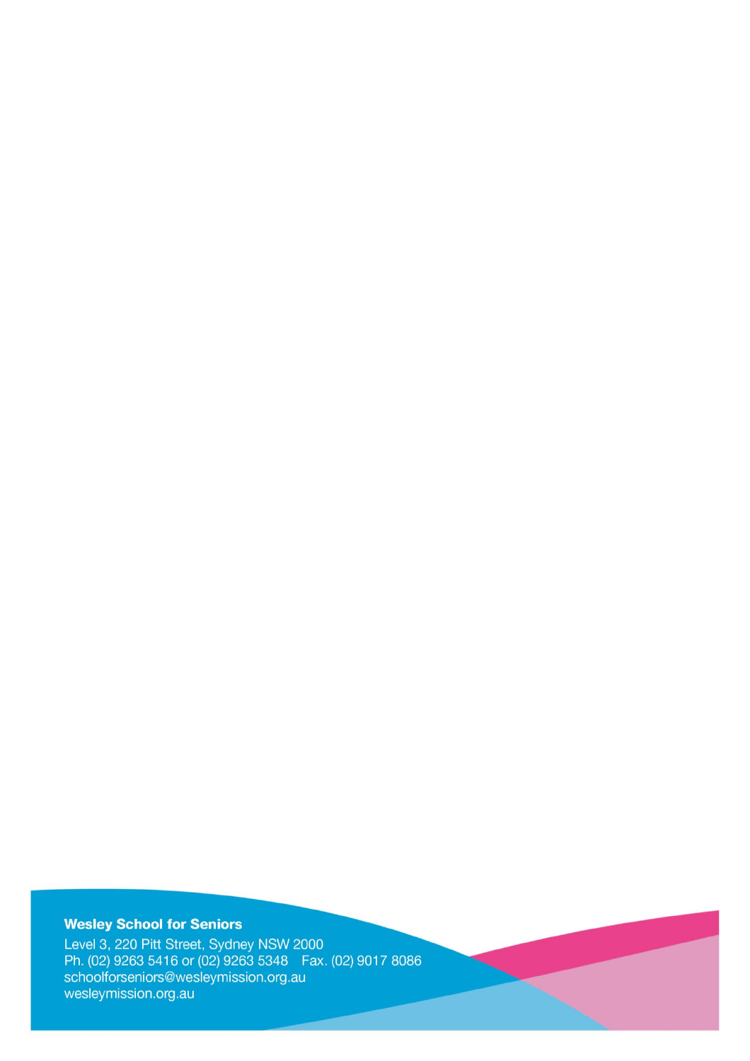**Wesley School for Seniors**

Level 3, 220 Pitt Street, Sydney NSW 2000
Ph. (02) 9263 5416 or (02) 9263 5348 Fax. (02) 9017 8086
schoolforseniors@wesleymission.org.au
wesleymission.org.au